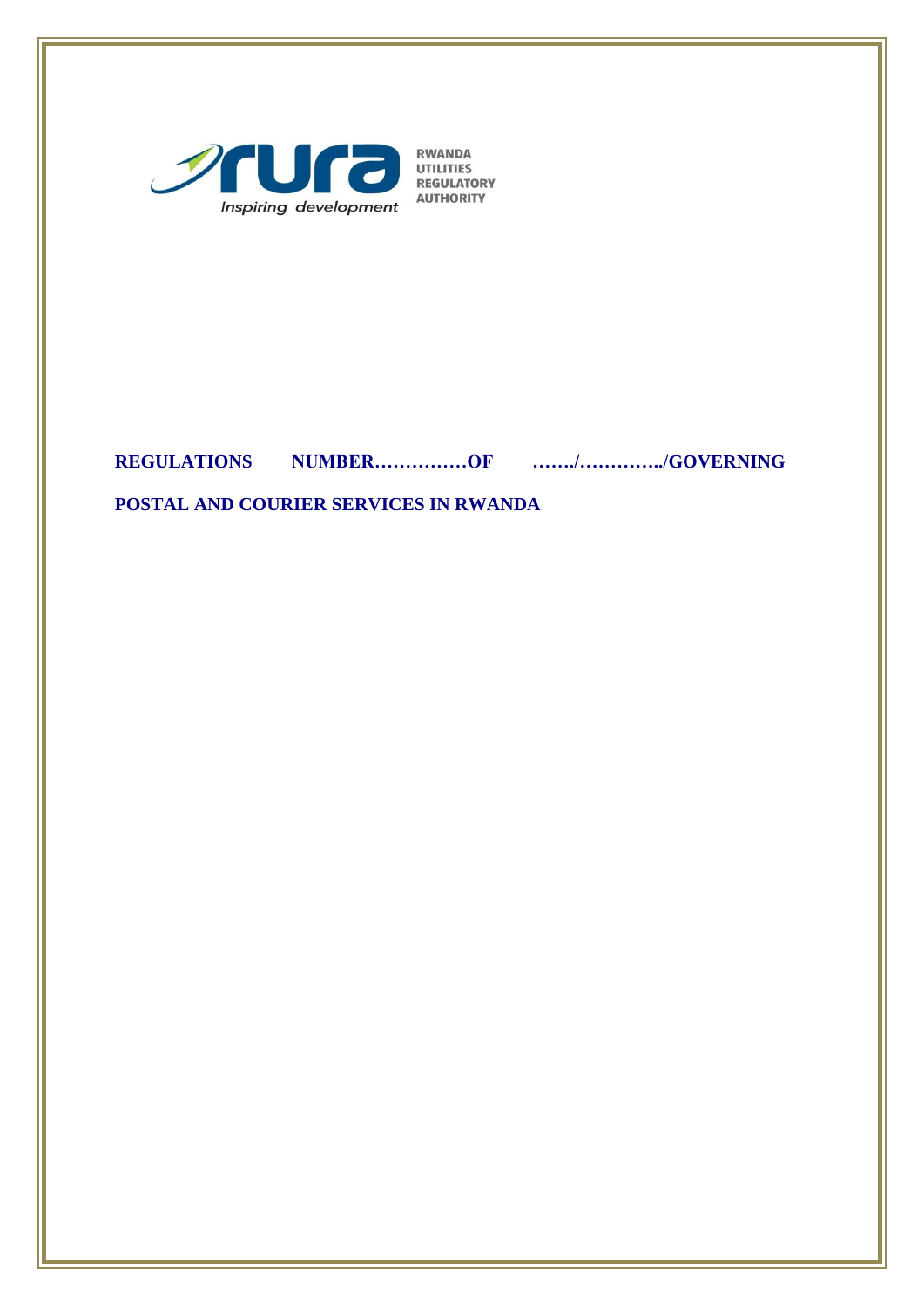RWANDA UTILITIES REGULATORY AUTHORITY

Inspiring development

# REGULATIONS NUMBER……………OF ……./…………../GOVERNING POSTAL AND COURIER SERVICES IN RWANDA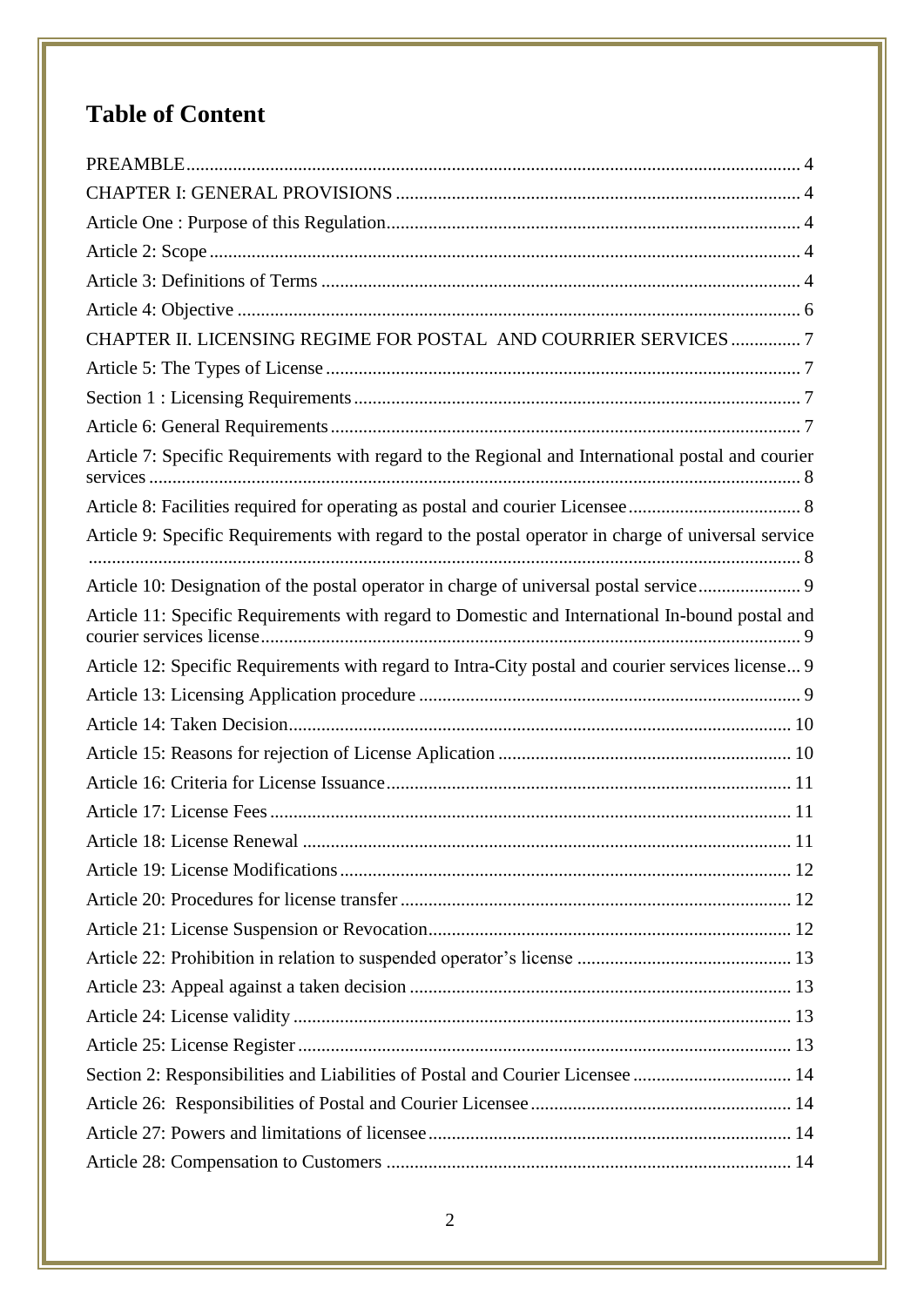# Table of Content

PREAMBLE ..... 4
CHAPTER I: GENERAL PROVISIONS ..... 4
Article One : Purpose of this Regulation ..... 4
Article 2: Scope ..... 4
Article 3: Definitions of Terms ..... 4
Article 4: Objective ..... 6
CHAPTER II. LICENSING REGIME FOR POSTAL AND COURRIER SERVICES ..... 7
Article 5: The Types of License ..... 7
Section 1 : Licensing Requirements ..... 7
Article 6: General Requirements ..... 7
Article 7: Specific Requirements with regard to the Regional and International postal and courier services ..... 8
Article 8: Facilities required for operating as postal and courier Licensee ..... 8
Article 9: Specific Requirements with regard to the postal operator in charge of universal service ..... 8
Article 10: Designation of the postal operator in charge of universal postal service ..... 9
Article 11: Specific Requirements with regard to Domestic and International In-bound postal and courier services license ..... 9
Article 12: Specific Requirements with regard to Intra-City postal and courier services license ..... 9
Article 13: Licensing Application procedure ..... 9
Article 14: Taken Decision ..... 10
Article 15: Reasons for rejection of License Aplication ..... 10
Article 16: Criteria for License Issuance ..... 11
Article 17: License Fees ..... 11
Article 18: License Renewal ..... 11
Article 19: License Modifications ..... 12
Article 20: Procedures for license transfer ..... 12
Article 21: License Suspension or Revocation ..... 12
Article 22: Prohibition in relation to suspended operator's license ..... 13
Article 23: Appeal against a taken decision ..... 13
Article 24: License validity ..... 13
Article 25: License Register ..... 13
Section 2: Responsibilities and Liabilities of Postal and Courier Licensee ..... 14
Article 26: Responsibilities of Postal and Courier Licensee ..... 14
Article 27: Powers and limitations of licensee ..... 14
Article 28: Compensation to Customers ..... 14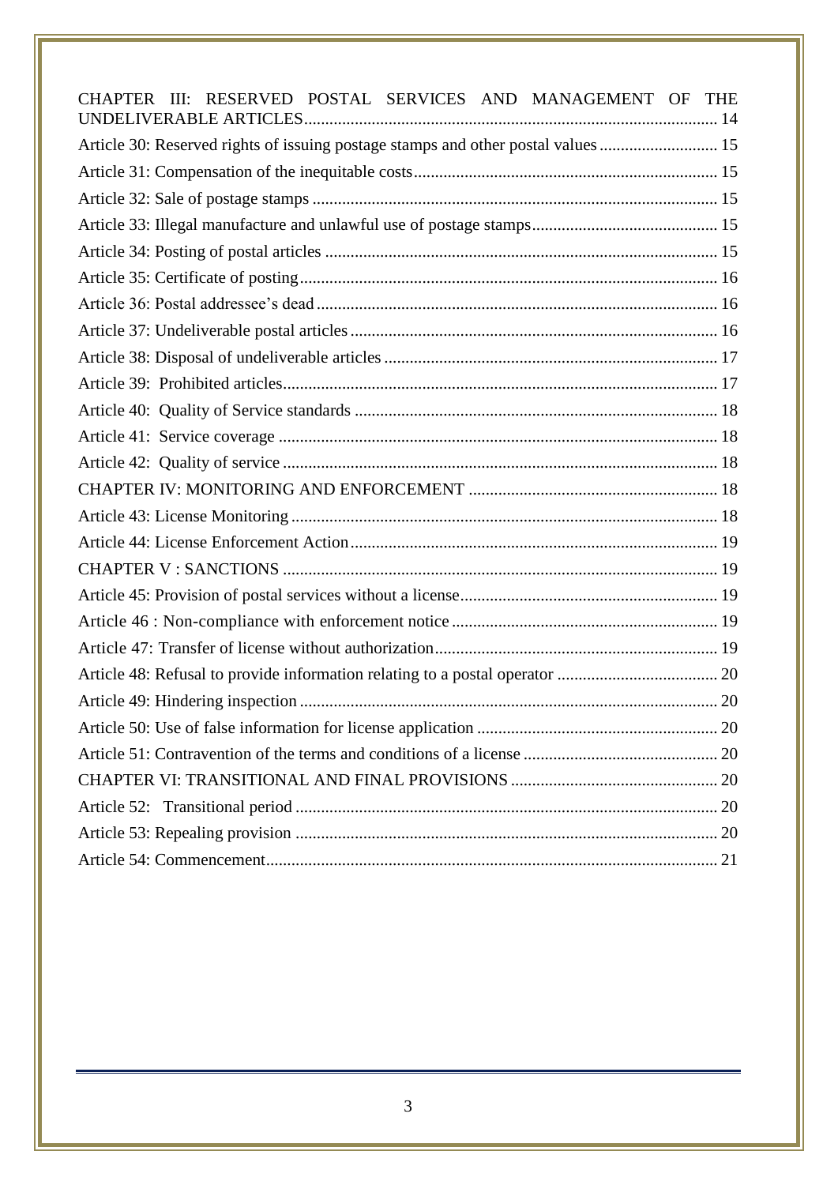CHAPTER III: RESERVED POSTAL SERVICES AND MANAGEMENT OF THE UNDELIVERABLE ARTICLES ..... 14

Article 30: Reserved rights of issuing postage stamps and other postal values ..... 15

Article 31: Compensation of the inequitable costs ..... 15

Article 32: Sale of postage stamps ..... 15

Article 33: Illegal manufacture and unlawful use of postage stamps ..... 15

Article 34: Posting of postal articles ..... 15

Article 35: Certificate of posting ..... 16

Article 36: Postal addressee's dead ..... 16

Article 37: Undeliverable postal articles ..... 16

Article 38: Disposal of undeliverable articles ..... 17

Article 39: Prohibited articles ..... 17

Article 40: Quality of Service standards ..... 18

Article 41: Service coverage ..... 18

Article 42: Quality of service ..... 18

CHAPTER IV: MONITORING AND ENFORCEMENT ..... 18

Article 43: License Monitoring ..... 18

Article 44: License Enforcement Action ..... 19

CHAPTER V : SANCTIONS ..... 19

Article 45: Provision of postal services without a license ..... 19

Article 46 : Non-compliance with enforcement notice ..... 19

Article 47: Transfer of license without authorization ..... 19

Article 48: Refusal to provide information relating to a postal operator ..... 20

Article 49: Hindering inspection ..... 20

Article 50: Use of false information for license application ..... 20

Article 51: Contravention of the terms and conditions of a license ..... 20

CHAPTER VI: TRANSITIONAL AND FINAL PROVISIONS ..... 20

Article 52: Transitional period ..... 20

Article 53: Repealing provision ..... 20

Article 54: Commencement ..... 21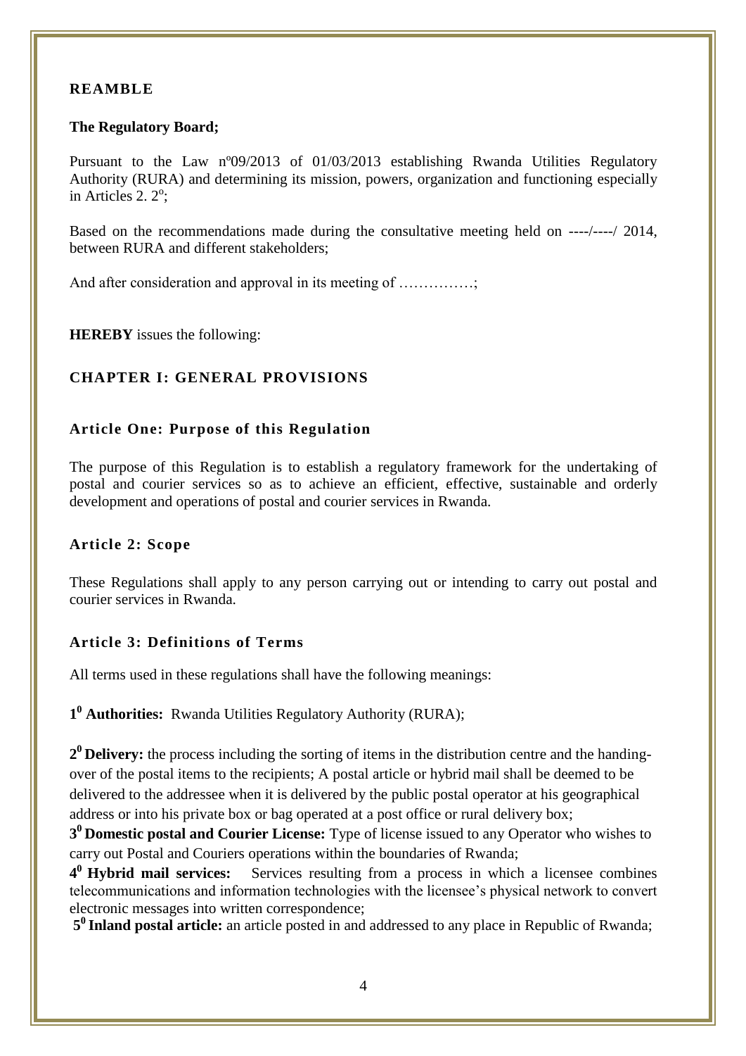## REAMBLE

**The Regulatory Board;**

Pursuant to the Law nº09/2013 of 01/03/2013 establishing Rwanda Utilities Regulatory Authority (RURA) and determining its mission, powers, organization and functioning especially in Articles 2. 2º;

Based on the recommendations made during the consultative meeting held on ----/----/ 2014, between RURA and different stakeholders;

And after consideration and approval in its meeting of ……………;

**HEREBY** issues the following:

## CHAPTER I: GENERAL PROVISIONS

### Article One: Purpose of this Regulation

The purpose of this Regulation is to establish a regulatory framework for the undertaking of postal and courier services so as to achieve an efficient, effective, sustainable and orderly development and operations of postal and courier services in Rwanda.

### Article 2: Scope

These Regulations shall apply to any person carrying out or intending to carry out postal and courier services in Rwanda.

### Article 3: Definitions of Terms

All terms used in these regulations shall have the following meanings:

**1⁰ Authorities:** Rwanda Utilities Regulatory Authority (RURA);

**2⁰ Delivery:** the process including the sorting of items in the distribution centre and the handing-over of the postal items to the recipients; A postal article or hybrid mail shall be deemed to be delivered to the addressee when it is delivered by the public postal operator at his geographical address or into his private box or bag operated at a post office or rural delivery box;

**3⁰ Domestic postal and Courier License:** Type of license issued to any Operator who wishes to carry out Postal and Couriers operations within the boundaries of Rwanda;

**4⁰ Hybrid mail services:** Services resulting from a process in which a licensee combines telecommunications and information technologies with the licensee's physical network to convert electronic messages into written correspondence;

**5⁰ Inland postal article:** an article posted in and addressed to any place in Republic of Rwanda;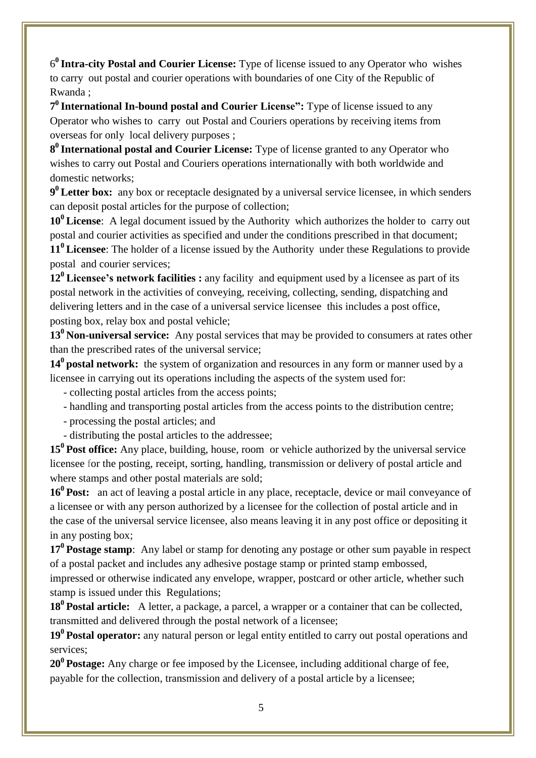6$^{0}$ **Intra-city Postal and Courier License:** Type of license issued to any Operator who wishes to carry out postal and courier operations with boundaries of one City of the Republic of Rwanda ;

**7$^{0}$ International In-bound postal and Courier License":** Type of license issued to any Operator who wishes to carry out Postal and Couriers operations by receiving items from overseas for only local delivery purposes ;

**8$^{0}$ International postal and Courier License:** Type of license granted to any Operator who wishes to carry out Postal and Couriers operations internationally with both worldwide and domestic networks;

**9$^{0}$ Letter box:** any box or receptacle designated by a universal service licensee, in which senders can deposit postal articles for the purpose of collection;

**10$^{0}$ License**: A legal document issued by the Authority which authorizes the holder to carry out postal and courier activities as specified and under the conditions prescribed in that document;

**11$^{0}$ Licensee**: The holder of a license issued by the Authority under these Regulations to provide postal and courier services;

**12$^{0}$ Licensee's network facilities :** any facility and equipment used by a licensee as part of its postal network in the activities of conveying, receiving, collecting, sending, dispatching and delivering letters and in the case of a universal service licensee this includes a post office, posting box, relay box and postal vehicle;

**13$^{0}$ Non-universal service:** Any postal services that may be provided to consumers at rates other than the prescribed rates of the universal service;

**14$^{0}$ postal network:** the system of organization and resources in any form or manner used by a licensee in carrying out its operations including the aspects of the system used for:

- collecting postal articles from the access points;
- handling and transporting postal articles from the access points to the distribution centre;
- processing the postal articles; and
- distributing the postal articles to the addressee;

**15$^{0}$ Post office:** Any place, building, house, room or vehicle authorized by the universal service licensee for the posting, receipt, sorting, handling, transmission or delivery of postal article and where stamps and other postal materials are sold;

**16$^{0}$ Post:** an act of leaving a postal article in any place, receptacle, device or mail conveyance of a licensee or with any person authorized by a licensee for the collection of postal article and in the case of the universal service licensee, also means leaving it in any post office or depositing it in any posting box;

**17$^{0}$ Postage stamp**: Any label or stamp for denoting any postage or other sum payable in respect of a postal packet and includes any adhesive postage stamp or printed stamp embossed, impressed or otherwise indicated any envelope, wrapper, postcard or other article, whether such stamp is issued under this Regulations;

**18$^{0}$ Postal article:** A letter, a package, a parcel, a wrapper or a container that can be collected, transmitted and delivered through the postal network of a licensee;

**19$^{0}$ Postal operator:** any natural person or legal entity entitled to carry out postal operations and services;

**20$^{0}$ Postage:** Any charge or fee imposed by the Licensee, including additional charge of fee, payable for the collection, transmission and delivery of a postal article by a licensee;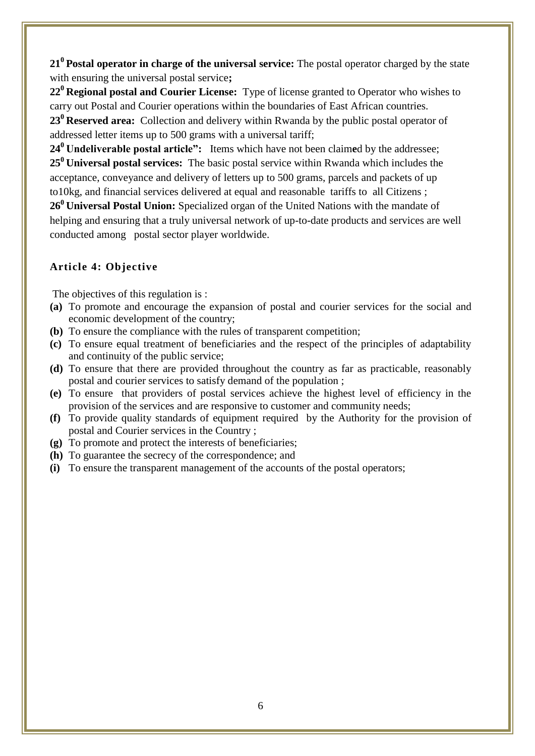**21[0] Postal operator in charge of the universal service:** The postal operator charged by the state with ensuring the universal postal service**;**

**22[0] Regional postal and Courier License:** Type of license granted to Operator who wishes to carry out Postal and Courier operations within the boundaries of East African countries.

**23[0] Reserved area:** Collection and delivery within Rwanda by the public postal operator of addressed letter items up to 500 grams with a universal tariff;

**24[0] Undeliverable postal article":** Items which have not been claim**e**d by the addressee;

**25[0] Universal postal services:** The basic postal service within Rwanda which includes the acceptance, conveyance and delivery of letters up to 500 grams, parcels and packets of up to10kg, and financial services delivered at equal and reasonable tariffs to all Citizens ;

**26[0] Universal Postal Union:** Specialized organ of the United Nations with the mandate of helping and ensuring that a truly universal network of up-to-date products and services are well conducted among postal sector player worldwide.

## Article 4: Objective

The objectives of this regulation is :

- **(a)** To promote and encourage the expansion of postal and courier services for the social and economic development of the country;
- **(b)** To ensure the compliance with the rules of transparent competition;
- **(c)** To ensure equal treatment of beneficiaries and the respect of the principles of adaptability and continuity of the public service;
- **(d)** To ensure that there are provided throughout the country as far as practicable, reasonably postal and courier services to satisfy demand of the population ;
- **(e)** To ensure that providers of postal services achieve the highest level of efficiency in the provision of the services and are responsive to customer and community needs;
- **(f)** To provide quality standards of equipment required by the Authority for the provision of postal and Courier services in the Country ;
- **(g)** To promote and protect the interests of beneficiaries;
- **(h)** To guarantee the secrecy of the correspondence; and
- **(i)** To ensure the transparent management of the accounts of the postal operators;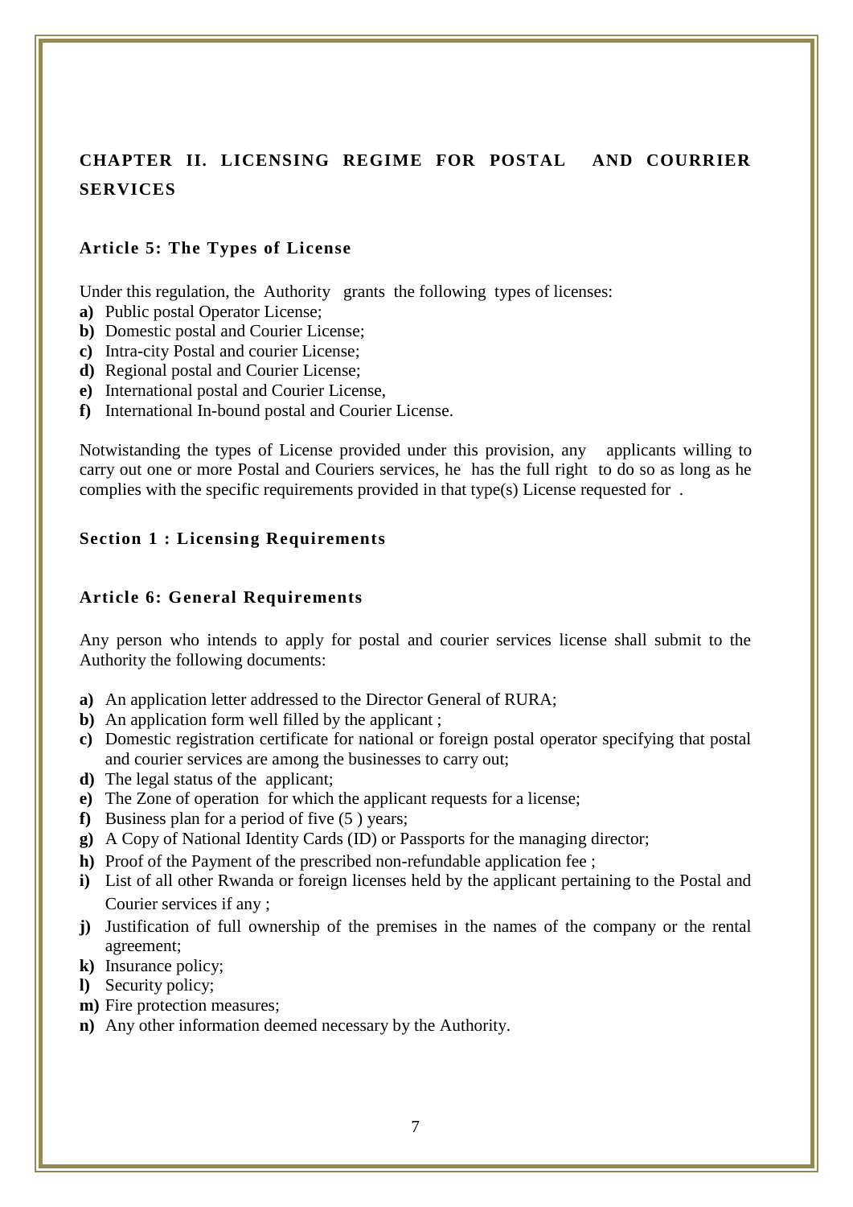## CHAPTER II. LICENSING REGIME FOR POSTAL AND COURRIER SERVICES

### Article 5: The Types of License

Under this regulation, the Authority grants the following types of licenses:

**a)** Public postal Operator License;
**b)** Domestic postal and Courier License;
**c)** Intra-city Postal and courier License;
**d)** Regional postal and Courier License;
**e)** International postal and Courier License,
**f)** International In-bound postal and Courier License.

Notwistanding the types of License provided under this provision, any applicants willing to carry out one or more Postal and Couriers services, he has the full right to do so as long as he complies with the specific requirements provided in that type(s) License requested for .

### Section 1 : Licensing Requirements

### Article 6: General Requirements

Any person who intends to apply for postal and courier services license shall submit to the Authority the following documents:

**a)** An application letter addressed to the Director General of RURA;
**b)** An application form well filled by the applicant ;
**c)** Domestic registration certificate for national or foreign postal operator specifying that postal and courier services are among the businesses to carry out;
**d)** The legal status of the applicant;
**e)** The Zone of operation for which the applicant requests for a license;
**f)** Business plan for a period of five (5 ) years;
**g)** A Copy of National Identity Cards (ID) or Passports for the managing director;
**h)** Proof of the Payment of the prescribed non-refundable application fee ;
**i)** List of all other Rwanda or foreign licenses held by the applicant pertaining to the Postal and Courier services if any ;
**j)** Justification of full ownership of the premises in the names of the company or the rental agreement;
**k)** Insurance policy;
**l)** Security policy;
**m)** Fire protection measures;
**n)** Any other information deemed necessary by the Authority.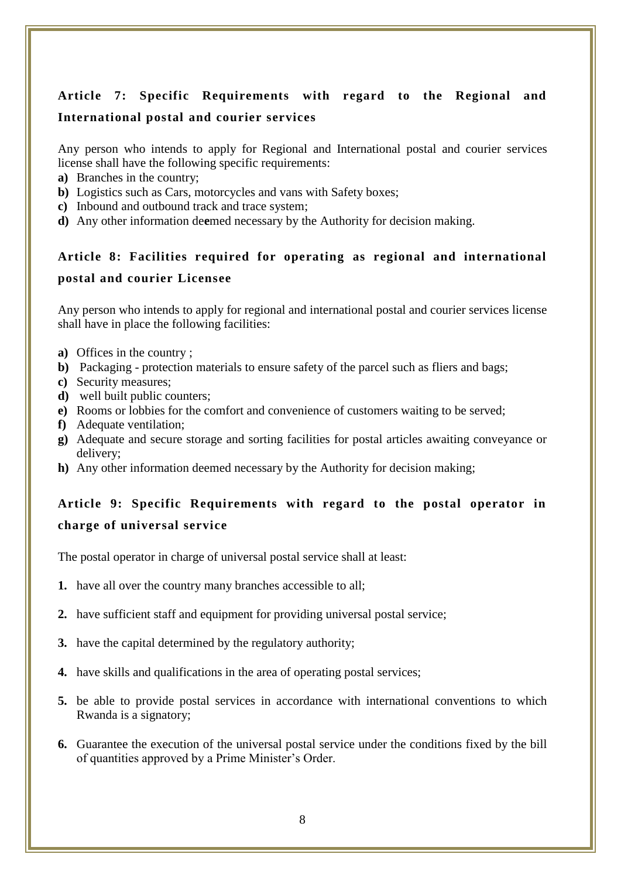## Article 7: Specific Requirements with regard to the Regional and International postal and courier services

Any person who intends to apply for Regional and International postal and courier services license shall have the following specific requirements:

**a)** Branches in the country;
**b)** Logistics such as Cars, motorcycles and vans with Safety boxes;
**c)** Inbound and outbound track and trace system;
**d)** Any other information deemed necessary by the Authority for decision making.

## Article 8: Facilities required for operating as regional and international postal and courier Licensee

Any person who intends to apply for regional and international postal and courier services license shall have in place the following facilities:

**a)** Offices in the country ;
**b)** Packaging - protection materials to ensure safety of the parcel such as fliers and bags;
**c)** Security measures;
**d)** well built public counters;
**e)** Rooms or lobbies for the comfort and convenience of customers waiting to be served;
**f)** Adequate ventilation;
**g)** Adequate and secure storage and sorting facilities for postal articles awaiting conveyance or delivery;
**h)** Any other information deemed necessary by the Authority for decision making;

## Article 9: Specific Requirements with regard to the postal operator in charge of universal service

The postal operator in charge of universal postal service shall at least:

**1.** have all over the country many branches accessible to all;

**2.** have sufficient staff and equipment for providing universal postal service;

**3.** have the capital determined by the regulatory authority;

**4.** have skills and qualifications in the area of operating postal services;

**5.** be able to provide postal services in accordance with international conventions to which Rwanda is a signatory;

**6.** Guarantee the execution of the universal postal service under the conditions fixed by the bill of quantities approved by a Prime Minister's Order.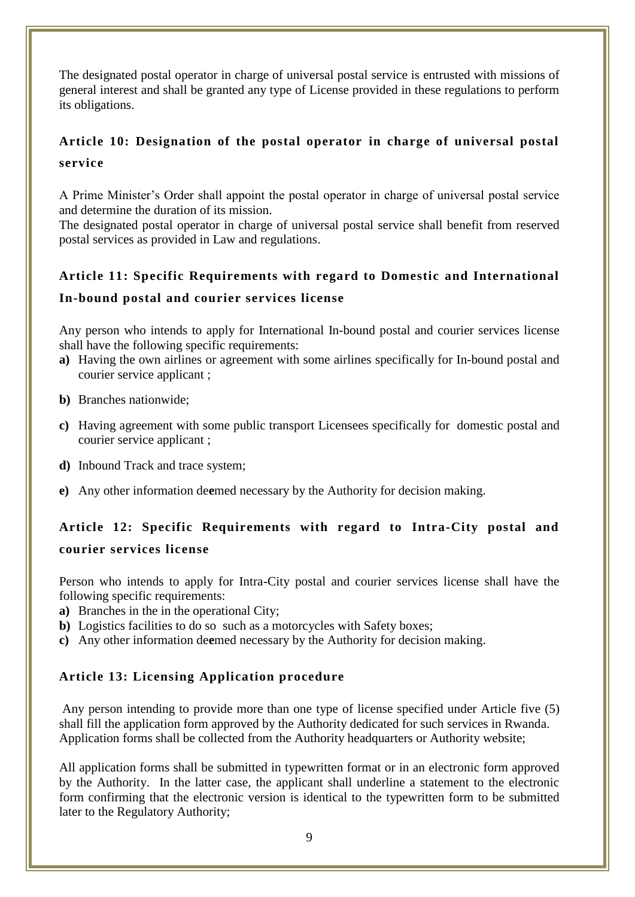The designated postal operator in charge of universal postal service is entrusted with missions of general interest and shall be granted any type of License provided in these regulations to perform its obligations.

### Article 10: Designation of the postal operator in charge of universal postal service

A Prime Minister's Order shall appoint the postal operator in charge of universal postal service and determine the duration of its mission.
The designated postal operator in charge of universal postal service shall benefit from reserved postal services as provided in Law and regulations.

### Article 11: Specific Requirements with regard to Domestic and International In-bound postal and courier services license

Any person who intends to apply for International In-bound postal and courier services license shall have the following specific requirements:

- **a)** Having the own airlines or agreement with some airlines specifically for In-bound postal and courier service applicant ;
- **b)** Branches nationwide;
- **c)** Having agreement with some public transport Licensees specifically for domestic postal and courier service applicant ;
- **d)** Inbound Track and trace system;
- **e)** Any other information deemed necessary by the Authority for decision making.

### Article 12: Specific Requirements with regard to Intra-City postal and courier services license

Person who intends to apply for Intra-City postal and courier services license shall have the following specific requirements:

- **a)** Branches in the in the operational City;
- **b)** Logistics facilities to do so such as a motorcycles with Safety boxes;
- **c)** Any other information deemed necessary by the Authority for decision making.

### Article 13: Licensing Application procedure

Any person intending to provide more than one type of license specified under Article five (5) shall fill the application form approved by the Authority dedicated for such services in Rwanda. Application forms shall be collected from the Authority headquarters or Authority website;

All application forms shall be submitted in typewritten format or in an electronic form approved by the Authority. In the latter case, the applicant shall underline a statement to the electronic form confirming that the electronic version is identical to the typewritten form to be submitted later to the Regulatory Authority;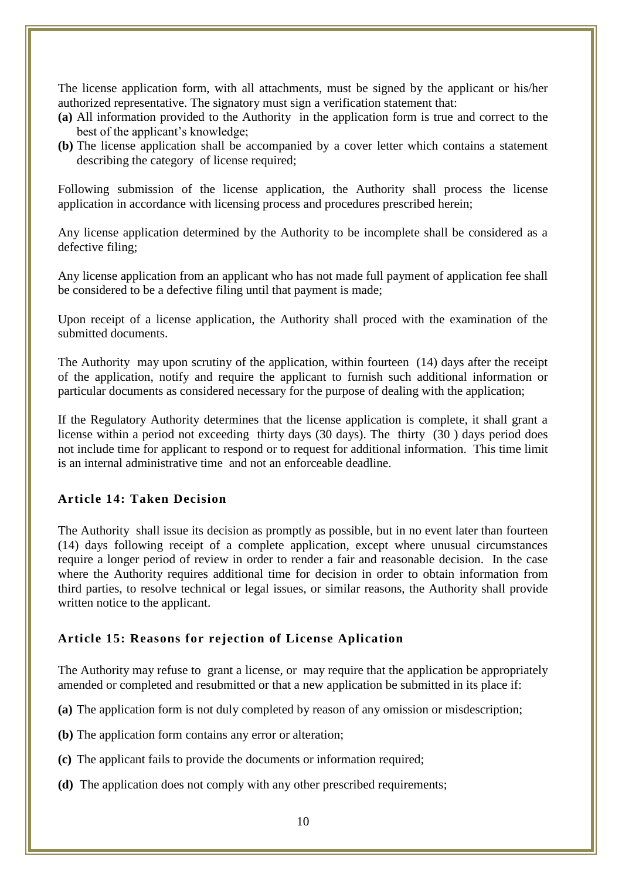The license application form, with all attachments, must be signed by the applicant or his/her authorized representative. The signatory must sign a verification statement that:

**(a)** All information provided to the Authority in the application form is true and correct to the best of the applicant's knowledge;

**(b)** The license application shall be accompanied by a cover letter which contains a statement describing the category of license required;

Following submission of the license application, the Authority shall process the license application in accordance with licensing process and procedures prescribed herein;

Any license application determined by the Authority to be incomplete shall be considered as a defective filing;

Any license application from an applicant who has not made full payment of application fee shall be considered to be a defective filing until that payment is made;

Upon receipt of a license application, the Authority shall proced with the examination of the submitted documents.

The Authority may upon scrutiny of the application, within fourteen (14) days after the receipt of the application, notify and require the applicant to furnish such additional information or particular documents as considered necessary for the purpose of dealing with the application;

If the Regulatory Authority determines that the license application is complete, it shall grant a license within a period not exceeding thirty days (30 days). The thirty (30 ) days period does not include time for applicant to respond or to request for additional information. This time limit is an internal administrative time and not an enforceable deadline.

### Article 14: Taken Decision

The Authority shall issue its decision as promptly as possible, but in no event later than fourteen (14) days following receipt of a complete application, except where unusual circumstances require a longer period of review in order to render a fair and reasonable decision. In the case where the Authority requires additional time for decision in order to obtain information from third parties, to resolve technical or legal issues, or similar reasons, the Authority shall provide written notice to the applicant.

### Article 15: Reasons for rejection of License Aplication

The Authority may refuse to grant a license, or may require that the application be appropriately amended or completed and resubmitted or that a new application be submitted in its place if:

**(a)** The application form is not duly completed by reason of any omission or misdescription;

**(b)** The application form contains any error or alteration;

**(c)** The applicant fails to provide the documents or information required;

**(d)** The application does not comply with any other prescribed requirements;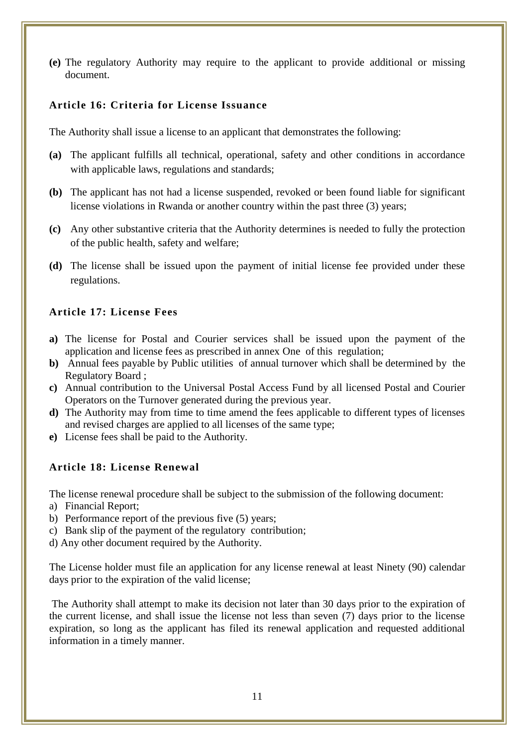**(e)** The regulatory Authority may require to the applicant to provide additional or missing document.

### Article 16: Criteria for License Issuance

The Authority shall issue a license to an applicant that demonstrates the following:

**(a)** The applicant fulfills all technical, operational, safety and other conditions in accordance with applicable laws, regulations and standards;

**(b)** The applicant has not had a license suspended, revoked or been found liable for significant license violations in Rwanda or another country within the past three (3) years;

**(c)** Any other substantive criteria that the Authority determines is needed to fully the protection of the public health, safety and welfare;

**(d)** The license shall be issued upon the payment of initial license fee provided under these regulations.

### Article 17: License Fees

**a)** The license for Postal and Courier services shall be issued upon the payment of the application and license fees as prescribed in annex One of this regulation;

**b)** Annual fees payable by Public utilities of annual turnover which shall be determined by the Regulatory Board ;

**c)** Annual contribution to the Universal Postal Access Fund by all licensed Postal and Courier Operators on the Turnover generated during the previous year.

**d)** The Authority may from time to time amend the fees applicable to different types of licenses and revised charges are applied to all licenses of the same type;

**e)** License fees shall be paid to the Authority.

### Article 18: License Renewal

The license renewal procedure shall be subject to the submission of the following document:

a) Financial Report;
b) Performance report of the previous five (5) years;
c) Bank slip of the payment of the regulatory contribution;
d) Any other document required by the Authority.

The License holder must file an application for any license renewal at least Ninety (90) calendar days prior to the expiration of the valid license;

The Authority shall attempt to make its decision not later than 30 days prior to the expiration of the current license, and shall issue the license not less than seven (7) days prior to the license expiration, so long as the applicant has filed its renewal application and requested additional information in a timely manner.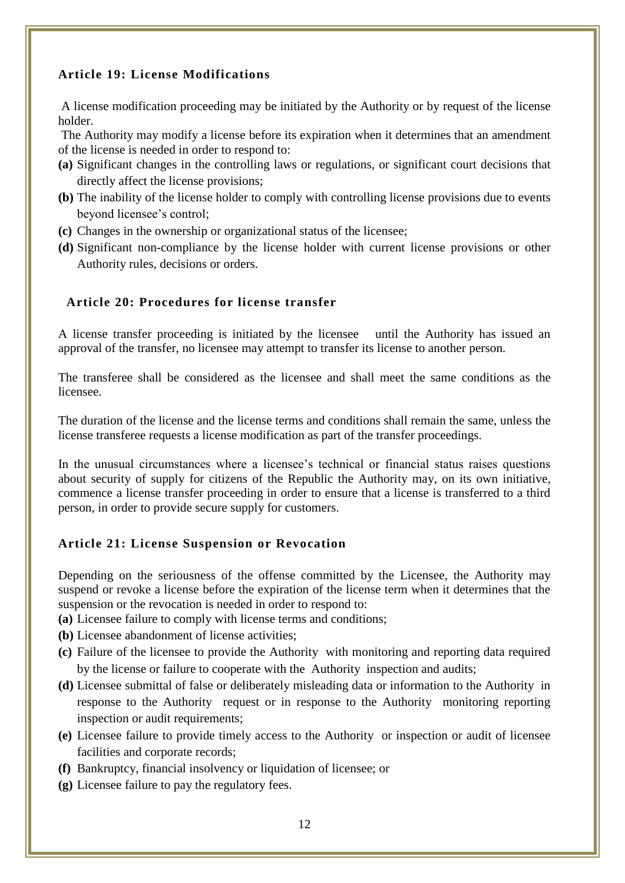### Article 19: License Modifications

A license modification proceeding may be initiated by the Authority or by request of the license holder.

The Authority may modify a license before its expiration when it determines that an amendment of the license is needed in order to respond to:

**(a)** Significant changes in the controlling laws or regulations, or significant court decisions that directly affect the license provisions;

**(b)** The inability of the license holder to comply with controlling license provisions due to events beyond licensee's control;

**(c)** Changes in the ownership or organizational status of the licensee;

**(d)** Significant non-compliance by the license holder with current license provisions or other Authority rules, decisions or orders.

### Article 20: Procedures for license transfer

A license transfer proceeding is initiated by the licensee until the Authority has issued an approval of the transfer, no licensee may attempt to transfer its license to another person.

The transferee shall be considered as the licensee and shall meet the same conditions as the licensee.

The duration of the license and the license terms and conditions shall remain the same, unless the license transferee requests a license modification as part of the transfer proceedings.

In the unusual circumstances where a licensee's technical or financial status raises questions about security of supply for citizens of the Republic the Authority may, on its own initiative, commence a license transfer proceeding in order to ensure that a license is transferred to a third person, in order to provide secure supply for customers.

### Article 21: License Suspension or Revocation

Depending on the seriousness of the offense committed by the Licensee, the Authority may suspend or revoke a license before the expiration of the license term when it determines that the suspension or the revocation is needed in order to respond to:

**(a)** Licensee failure to comply with license terms and conditions;

**(b)** Licensee abandonment of license activities;

**(c)** Failure of the licensee to provide the Authority with monitoring and reporting data required by the license or failure to cooperate with the Authority inspection and audits;

**(d)** Licensee submittal of false or deliberately misleading data or information to the Authority in response to the Authority request or in response to the Authority monitoring reporting inspection or audit requirements;

**(e)** Licensee failure to provide timely access to the Authority or inspection or audit of licensee facilities and corporate records;

**(f)** Bankruptcy, financial insolvency or liquidation of licensee; or

**(g)** Licensee failure to pay the regulatory fees.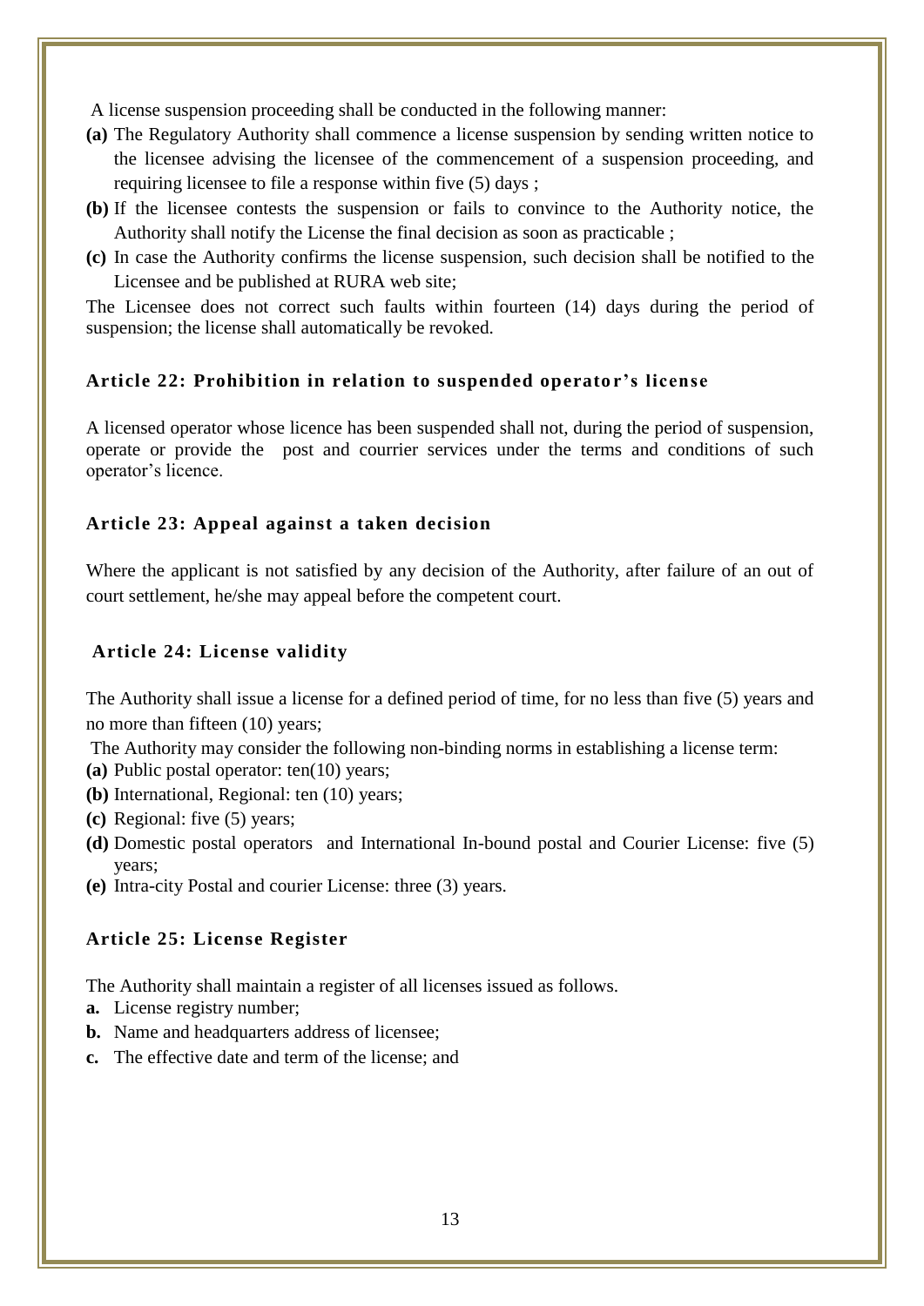A license suspension proceeding shall be conducted in the following manner:

**(a)** The Regulatory Authority shall commence a license suspension by sending written notice to the licensee advising the licensee of the commencement of a suspension proceeding, and requiring licensee to file a response within five (5) days ;

**(b)** If the licensee contests the suspension or fails to convince to the Authority notice, the Authority shall notify the License the final decision as soon as practicable ;

**(c)** In case the Authority confirms the license suspension, such decision shall be notified to the Licensee and be published at RURA web site;

The Licensee does not correct such faults within fourteen (14) days during the period of suspension; the license shall automatically be revoked.

### Article 22: Prohibition in relation to suspended operator's license

A licensed operator whose licence has been suspended shall not, during the period of suspension, operate or provide the post and courrier services under the terms and conditions of such operator's licence.

### Article 23: Appeal against a taken decision

Where the applicant is not satisfied by any decision of the Authority, after failure of an out of court settlement, he/she may appeal before the competent court.

### Article 24: License validity

The Authority shall issue a license for a defined period of time, for no less than five (5) years and no more than fifteen (10) years;

The Authority may consider the following non-binding norms in establishing a license term:

**(a)** Public postal operator: ten(10) years;

**(b)** International, Regional: ten (10) years;

**(c)** Regional: five (5) years;

**(d)** Domestic postal operators and International In-bound postal and Courier License: five (5) years;

**(e)** Intra-city Postal and courier License: three (3) years.

### Article 25: License Register

The Authority shall maintain a register of all licenses issued as follows.

**a.** License registry number;

**b.** Name and headquarters address of licensee;

**c.** The effective date and term of the license; and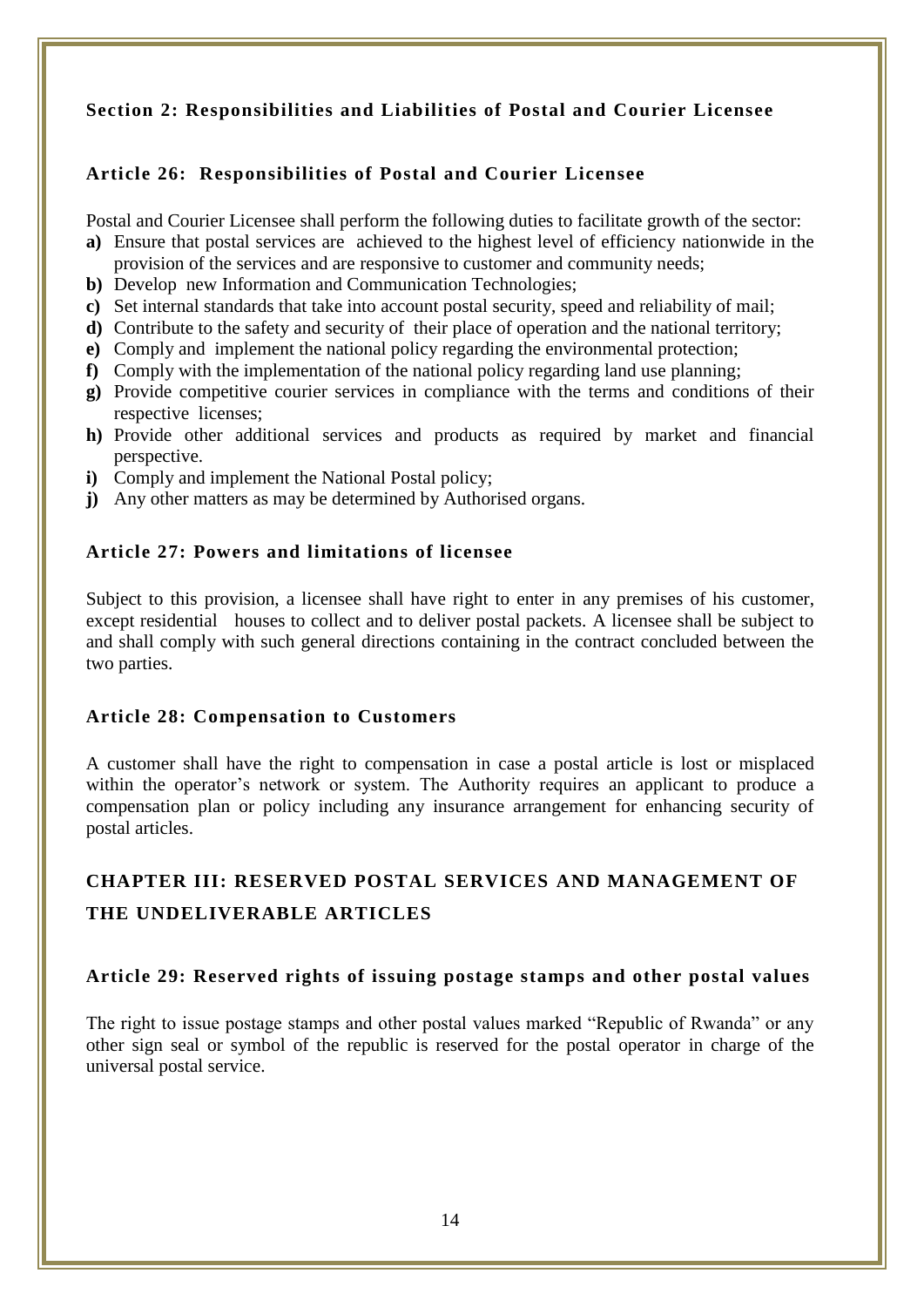## Section 2: Responsibilities and Liabilities of Postal and Courier Licensee

### Article 26: Responsibilities of Postal and Courier Licensee

Postal and Courier Licensee shall perform the following duties to facilitate growth of the sector:

- **a)** Ensure that postal services are achieved to the highest level of efficiency nationwide in the provision of the services and are responsive to customer and community needs;
- **b)** Develop new Information and Communication Technologies;
- **c)** Set internal standards that take into account postal security, speed and reliability of mail;
- **d)** Contribute to the safety and security of their place of operation and the national territory;
- **e)** Comply and implement the national policy regarding the environmental protection;
- **f)** Comply with the implementation of the national policy regarding land use planning;
- **g)** Provide competitive courier services in compliance with the terms and conditions of their respective licenses;
- **h)** Provide other additional services and products as required by market and financial perspective.
- **i)** Comply and implement the National Postal policy;
- **j)** Any other matters as may be determined by Authorised organs.

### Article 27: Powers and limitations of licensee

Subject to this provision, a licensee shall have right to enter in any premises of his customer, except residential houses to collect and to deliver postal packets. A licensee shall be subject to and shall comply with such general directions containing in the contract concluded between the two parties.

### Article 28: Compensation to Customers

A customer shall have the right to compensation in case a postal article is lost or misplaced within the operator's network or system. The Authority requires an applicant to produce a compensation plan or policy including any insurance arrangement for enhancing security of postal articles.

## CHAPTER III: RESERVED POSTAL SERVICES AND MANAGEMENT OF THE UNDELIVERABLE ARTICLES

### Article 29: Reserved rights of issuing postage stamps and other postal values

The right to issue postage stamps and other postal values marked "Republic of Rwanda" or any other sign seal or symbol of the republic is reserved for the postal operator in charge of the universal postal service.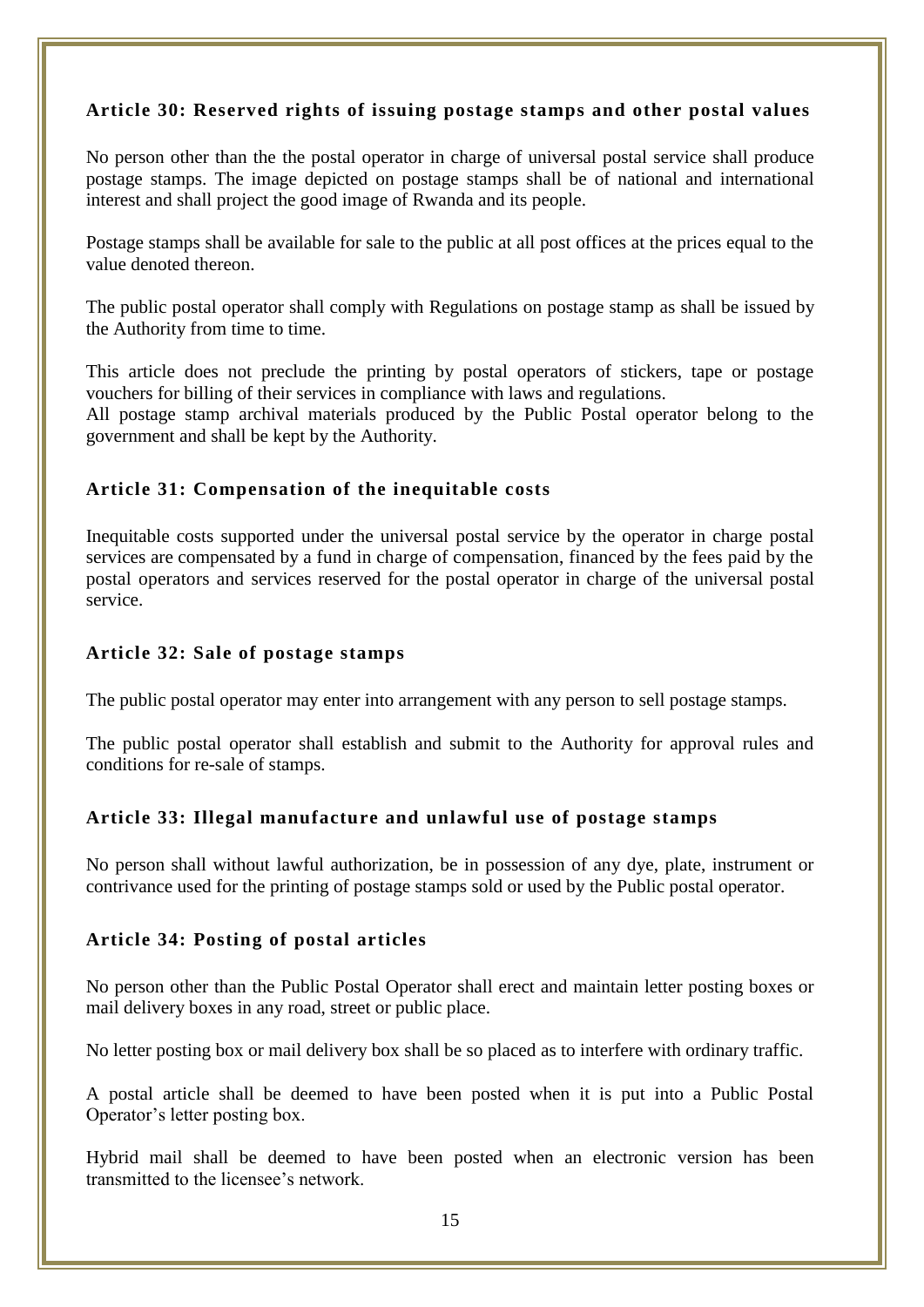### Article 30: Reserved rights of issuing postage stamps and other postal values

No person other than the the postal operator in charge of universal postal service shall produce postage stamps. The image depicted on postage stamps shall be of national and international interest and shall project the good image of Rwanda and its people.

Postage stamps shall be available for sale to the public at all post offices at the prices equal to the value denoted thereon.

The public postal operator shall comply with Regulations on postage stamp as shall be issued by the Authority from time to time.

This article does not preclude the printing by postal operators of stickers, tape or postage vouchers for billing of their services in compliance with laws and regulations.
All postage stamp archival materials produced by the Public Postal operator belong to the government and shall be kept by the Authority.

### Article 31: Compensation of the inequitable costs

Inequitable costs supported under the universal postal service by the operator in charge postal services are compensated by a fund in charge of compensation, financed by the fees paid by the postal operators and services reserved for the postal operator in charge of the universal postal service.

### Article 32: Sale of postage stamps

The public postal operator may enter into arrangement with any person to sell postage stamps.

The public postal operator shall establish and submit to the Authority for approval rules and conditions for re-sale of stamps.

### Article 33: Illegal manufacture and unlawful use of postage stamps

No person shall without lawful authorization, be in possession of any dye, plate, instrument or contrivance used for the printing of postage stamps sold or used by the Public postal operator.

### Article 34: Posting of postal articles

No person other than the Public Postal Operator shall erect and maintain letter posting boxes or mail delivery boxes in any road, street or public place.

No letter posting box or mail delivery box shall be so placed as to interfere with ordinary traffic.

A postal article shall be deemed to have been posted when it is put into a Public Postal Operator's letter posting box.

Hybrid mail shall be deemed to have been posted when an electronic version has been transmitted to the licensee's network.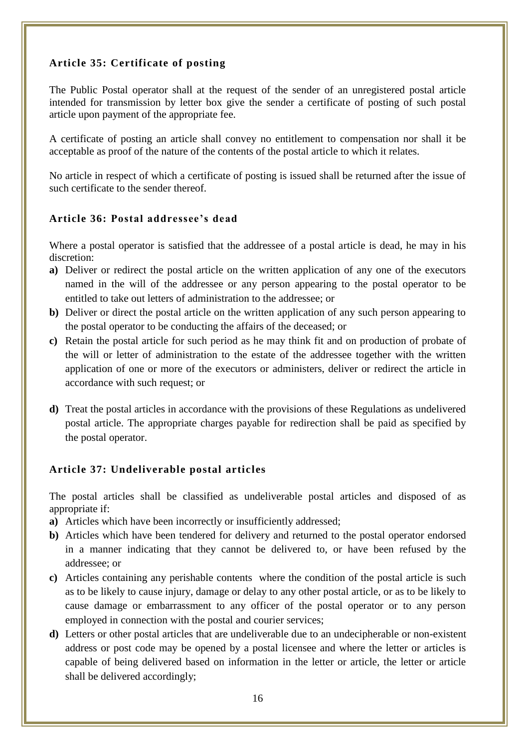### Article 35: Certificate of posting

The Public Postal operator shall at the request of the sender of an unregistered postal article intended for transmission by letter box give the sender a certificate of posting of such postal article upon payment of the appropriate fee.

A certificate of posting an article shall convey no entitlement to compensation nor shall it be acceptable as proof of the nature of the contents of the postal article to which it relates.

No article in respect of which a certificate of posting is issued shall be returned after the issue of such certificate to the sender thereof.

### Article 36: Postal addressee's dead

Where a postal operator is satisfied that the addressee of a postal article is dead, he may in his discretion:

**a)** Deliver or redirect the postal article on the written application of any one of the executors named in the will of the addressee or any person appearing to the postal operator to be entitled to take out letters of administration to the addressee; or

**b)** Deliver or direct the postal article on the written application of any such person appearing to the postal operator to be conducting the affairs of the deceased; or

**c)** Retain the postal article for such period as he may think fit and on production of probate of the will or letter of administration to the estate of the addressee together with the written application of one or more of the executors or administers, deliver or redirect the article in accordance with such request; or

**d)** Treat the postal articles in accordance with the provisions of these Regulations as undelivered postal article. The appropriate charges payable for redirection shall be paid as specified by the postal operator.

### Article 37: Undeliverable postal articles

The postal articles shall be classified as undeliverable postal articles and disposed of as appropriate if:

**a)** Articles which have been incorrectly or insufficiently addressed;

**b)** Articles which have been tendered for delivery and returned to the postal operator endorsed in a manner indicating that they cannot be delivered to, or have been refused by the addressee; or

**c)** Articles containing any perishable contents where the condition of the postal article is such as to be likely to cause injury, damage or delay to any other postal article, or as to be likely to cause damage or embarrassment to any officer of the postal operator or to any person employed in connection with the postal and courier services;

**d)** Letters or other postal articles that are undeliverable due to an undecipherable or non-existent address or post code may be opened by a postal licensee and where the letter or articles is capable of being delivered based on information in the letter or article, the letter or article shall be delivered accordingly;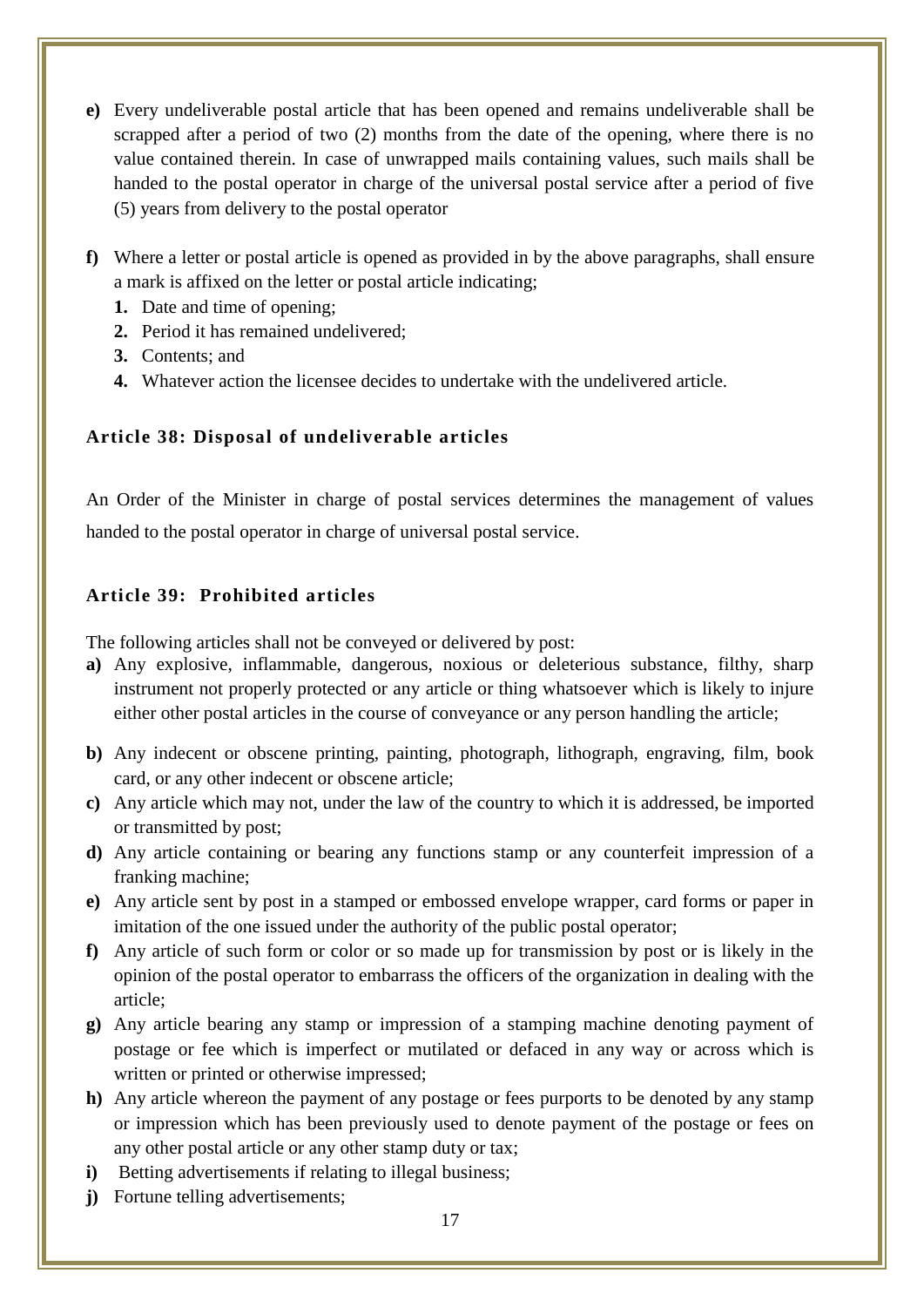**e)** Every undeliverable postal article that has been opened and remains undeliverable shall be scrapped after a period of two (2) months from the date of the opening, where there is no value contained therein. In case of unwrapped mails containing values, such mails shall be handed to the postal operator in charge of the universal postal service after a period of five (5) years from delivery to the postal operator

**f)** Where a letter or postal article is opened as provided in by the above paragraphs, shall ensure a mark is affixed on the letter or postal article indicating;

1. Date and time of opening;
2. Period it has remained undelivered;
3. Contents; and
4. Whatever action the licensee decides to undertake with the undelivered article.

### Article 38: Disposal of undeliverable articles

An Order of the Minister in charge of postal services determines the management of values handed to the postal operator in charge of universal postal service.

### Article 39: Prohibited articles

The following articles shall not be conveyed or delivered by post:

**a)** Any explosive, inflammable, dangerous, noxious or deleterious substance, filthy, sharp instrument not properly protected or any article or thing whatsoever which is likely to injure either other postal articles in the course of conveyance or any person handling the article;

**b)** Any indecent or obscene printing, painting, photograph, lithograph, engraving, film, book card, or any other indecent or obscene article;

**c)** Any article which may not, under the law of the country to which it is addressed, be imported or transmitted by post;

**d)** Any article containing or bearing any functions stamp or any counterfeit impression of a franking machine;

**e)** Any article sent by post in a stamped or embossed envelope wrapper, card forms or paper in imitation of the one issued under the authority of the public postal operator;

**f)** Any article of such form or color or so made up for transmission by post or is likely in the opinion of the postal operator to embarrass the officers of the organization in dealing with the article;

**g)** Any article bearing any stamp or impression of a stamping machine denoting payment of postage or fee which is imperfect or mutilated or defaced in any way or across which is written or printed or otherwise impressed;

**h)** Any article whereon the payment of any postage or fees purports to be denoted by any stamp or impression which has been previously used to denote payment of the postage or fees on any other postal article or any other stamp duty or tax;

**i)** Betting advertisements if relating to illegal business;

**j)** Fortune telling advertisements;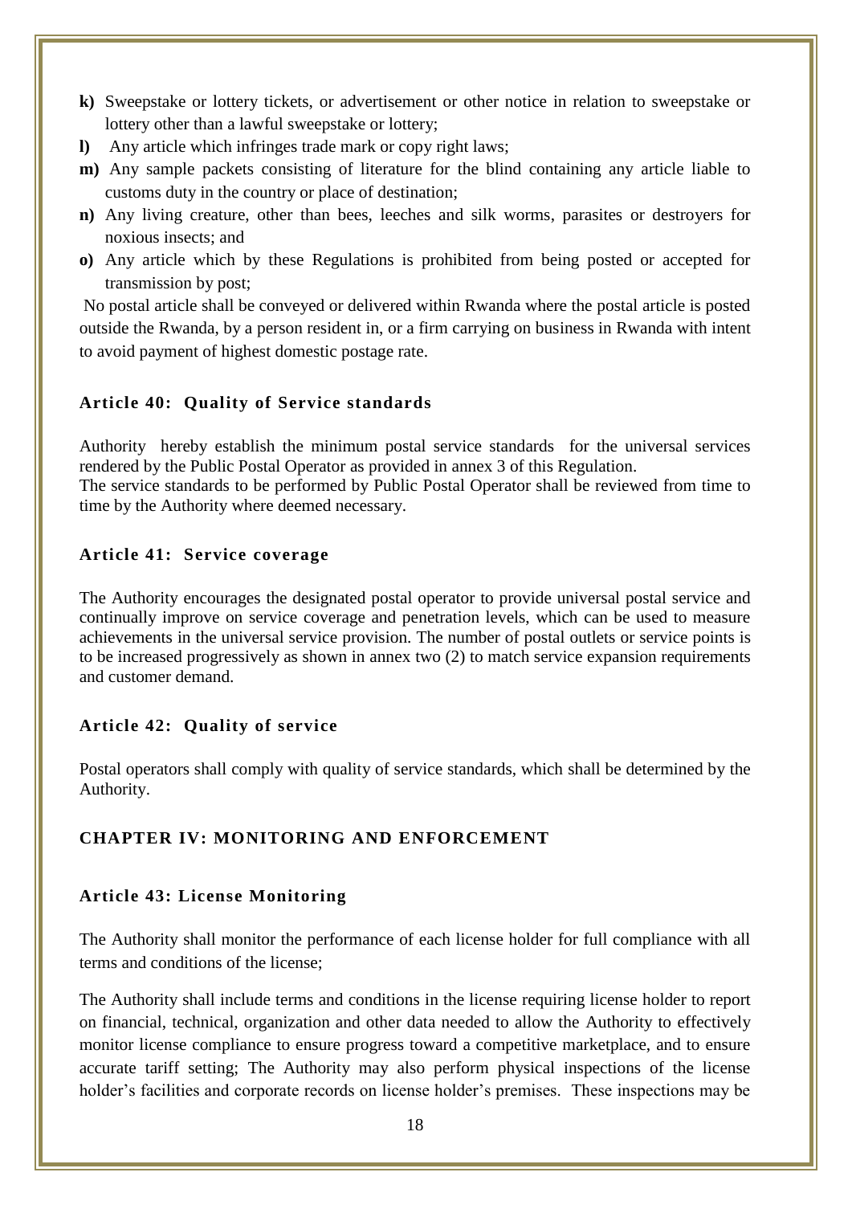- **k)** Sweepstake or lottery tickets, or advertisement or other notice in relation to sweepstake or lottery other than a lawful sweepstake or lottery;
- **l)** Any article which infringes trade mark or copy right laws;
- **m)** Any sample packets consisting of literature for the blind containing any article liable to customs duty in the country or place of destination;
- **n)** Any living creature, other than bees, leeches and silk worms, parasites or destroyers for noxious insects; and
- **o)** Any article which by these Regulations is prohibited from being posted or accepted for transmission by post;

No postal article shall be conveyed or delivered within Rwanda where the postal article is posted outside the Rwanda, by a person resident in, or a firm carrying on business in Rwanda with intent to avoid payment of highest domestic postage rate.

### Article 40: Quality of Service standards

Authority hereby establish the minimum postal service standards for the universal services rendered by the Public Postal Operator as provided in annex 3 of this Regulation.
The service standards to be performed by Public Postal Operator shall be reviewed from time to time by the Authority where deemed necessary.

### Article 41: Service coverage

The Authority encourages the designated postal operator to provide universal postal service and continually improve on service coverage and penetration levels, which can be used to measure achievements in the universal service provision. The number of postal outlets or service points is to be increased progressively as shown in annex two (2) to match service expansion requirements and customer demand.

### Article 42: Quality of service

Postal operators shall comply with quality of service standards, which shall be determined by the Authority.

## CHAPTER IV: MONITORING AND ENFORCEMENT

### Article 43: License Monitoring

The Authority shall monitor the performance of each license holder for full compliance with all terms and conditions of the license;

The Authority shall include terms and conditions in the license requiring license holder to report on financial, technical, organization and other data needed to allow the Authority to effectively monitor license compliance to ensure progress toward a competitive marketplace, and to ensure accurate tariff setting; The Authority may also perform physical inspections of the license holder's facilities and corporate records on license holder's premises. These inspections may be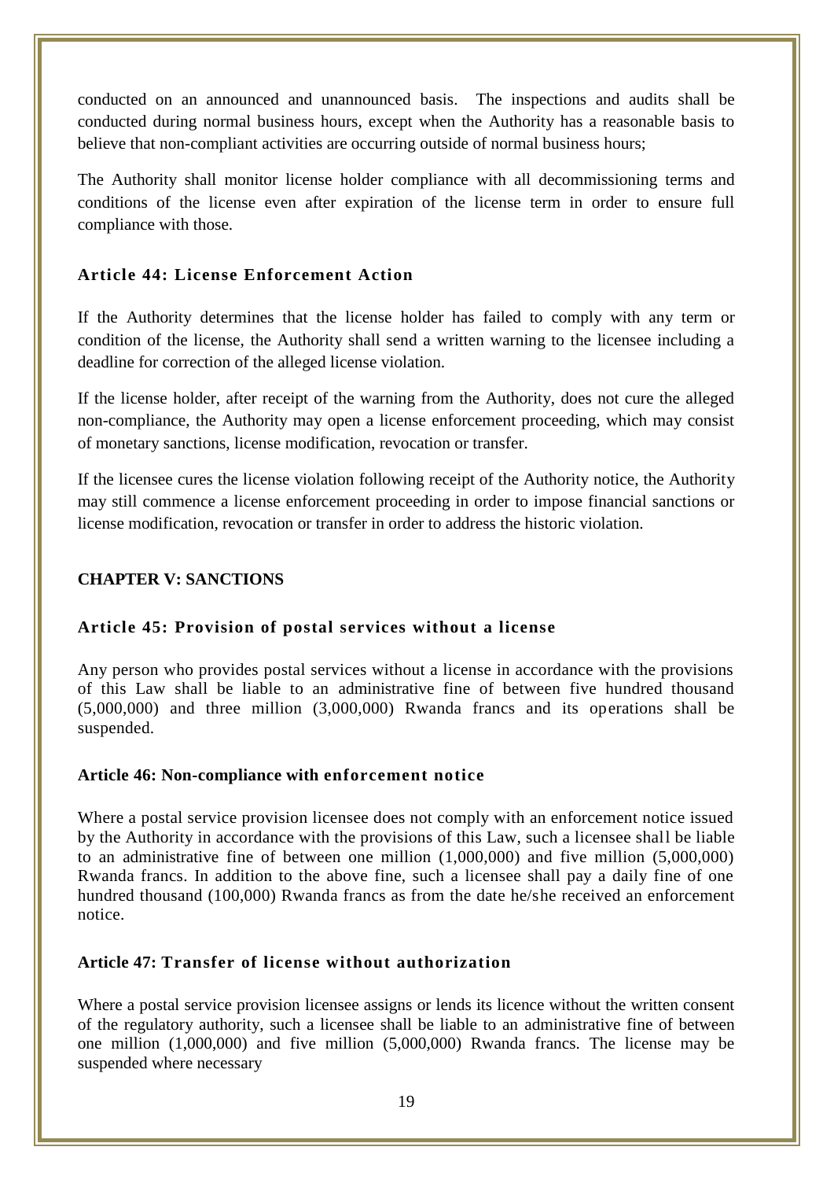conducted on an announced and unannounced basis. The inspections and audits shall be conducted during normal business hours, except when the Authority has a reasonable basis to believe that non-compliant activities are occurring outside of normal business hours;

The Authority shall monitor license holder compliance with all decommissioning terms and conditions of the license even after expiration of the license term in order to ensure full compliance with those.

### Article 44: License Enforcement Action

If the Authority determines that the license holder has failed to comply with any term or condition of the license, the Authority shall send a written warning to the licensee including a deadline for correction of the alleged license violation.

If the license holder, after receipt of the warning from the Authority, does not cure the alleged non-compliance, the Authority may open a license enforcement proceeding, which may consist of monetary sanctions, license modification, revocation or transfer.

If the licensee cures the license violation following receipt of the Authority notice, the Authority may still commence a license enforcement proceeding in order to impose financial sanctions or license modification, revocation or transfer in order to address the historic violation.

## CHAPTER V: SANCTIONS

### Article 45: Provision of postal services without a license

Any person who provides postal services without a license in accordance with the provisions of this Law shall be liable to an administrative fine of between five hundred thousand (5,000,000) and three million (3,000,000) Rwanda francs and its operations shall be suspended.

### Article 46: Non-compliance with enforcement notice

Where a postal service provision licensee does not comply with an enforcement notice issued by the Authority in accordance with the provisions of this Law, such a licensee shall be liable to an administrative fine of between one million (1,000,000) and five million (5,000,000) Rwanda francs. In addition to the above fine, such a licensee shall pay a daily fine of one hundred thousand (100,000) Rwanda francs as from the date he/she received an enforcement notice.

### Article 47: Transfer of license without authorization

Where a postal service provision licensee assigns or lends its licence without the written consent of the regulatory authority, such a licensee shall be liable to an administrative fine of between one million (1,000,000) and five million (5,000,000) Rwanda francs. The license may be suspended where necessary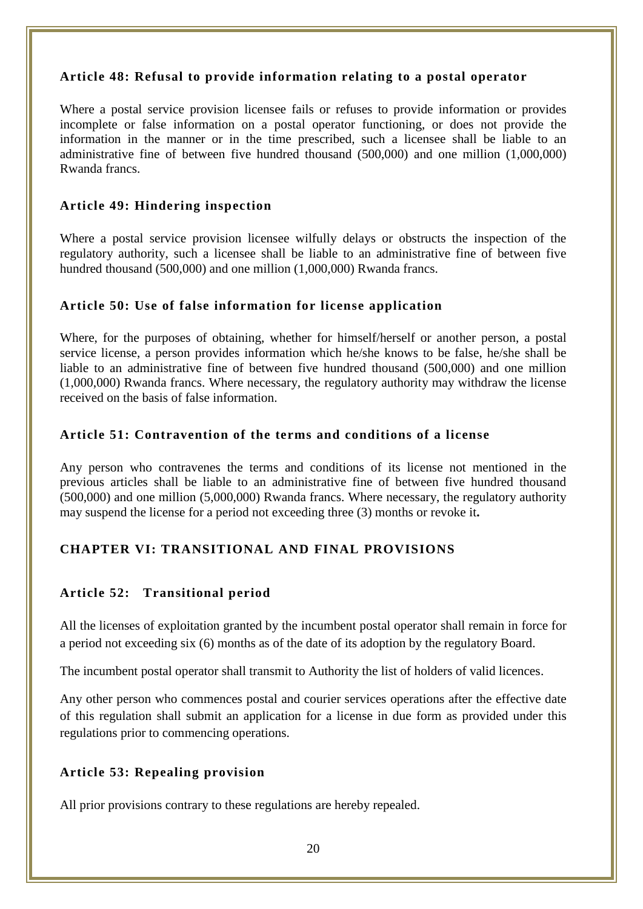### Article 48: Refusal to provide information relating to a postal operator

Where a postal service provision licensee fails or refuses to provide information or provides incomplete or false information on a postal operator functioning, or does not provide the information in the manner or in the time prescribed, such a licensee shall be liable to an administrative fine of between five hundred thousand (500,000) and one million (1,000,000) Rwanda francs.

### Article 49: Hindering inspection

Where a postal service provision licensee wilfully delays or obstructs the inspection of the regulatory authority, such a licensee shall be liable to an administrative fine of between five hundred thousand (500,000) and one million (1,000,000) Rwanda francs.

### Article 50: Use of false information for license application

Where, for the purposes of obtaining, whether for himself/herself or another person, a postal service license, a person provides information which he/she knows to be false, he/she shall be liable to an administrative fine of between five hundred thousand (500,000) and one million (1,000,000) Rwanda francs. Where necessary, the regulatory authority may withdraw the license received on the basis of false information.

### Article 51: Contravention of the terms and conditions of a license

Any person who contravenes the terms and conditions of its license not mentioned in the previous articles shall be liable to an administrative fine of between five hundred thousand (500,000) and one million (5,000,000) Rwanda francs. Where necessary, the regulatory authority may suspend the license for a period not exceeding three (3) months or revoke it**.**

## CHAPTER VI: TRANSITIONAL AND FINAL PROVISIONS

### Article 52: Transitional period

All the licenses of exploitation granted by the incumbent postal operator shall remain in force for a period not exceeding six (6) months as of the date of its adoption by the regulatory Board.

The incumbent postal operator shall transmit to Authority the list of holders of valid licences.

Any other person who commences postal and courier services operations after the effective date of this regulation shall submit an application for a license in due form as provided under this regulations prior to commencing operations.

### Article 53: Repealing provision

All prior provisions contrary to these regulations are hereby repealed.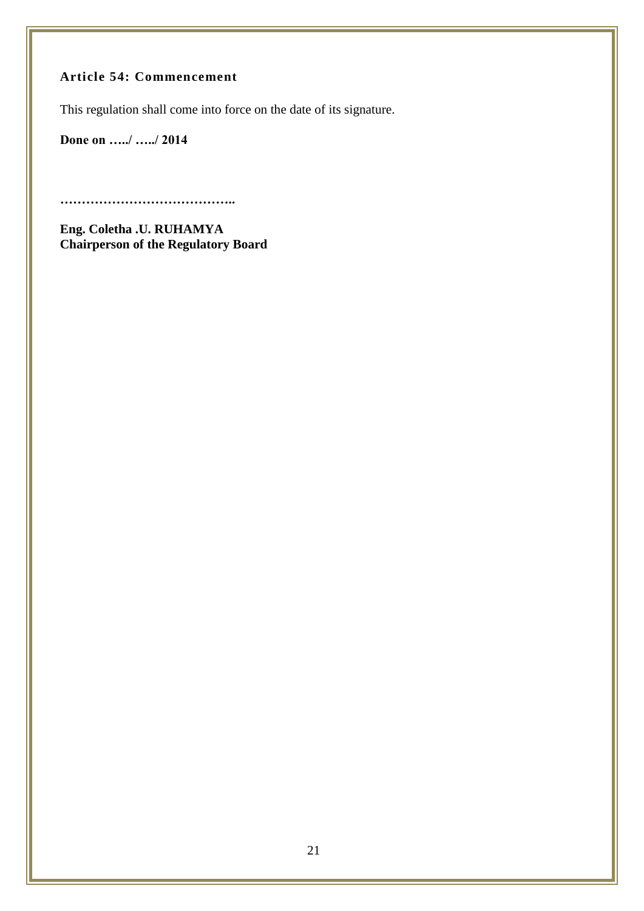### Article 54: Commencement

This regulation shall come into force on the date of its signature.

**Done on …../ …../ 2014**

**…………………………………..**

**Eng. Coletha .U. RUHAMYA**
**Chairperson of the Regulatory Board**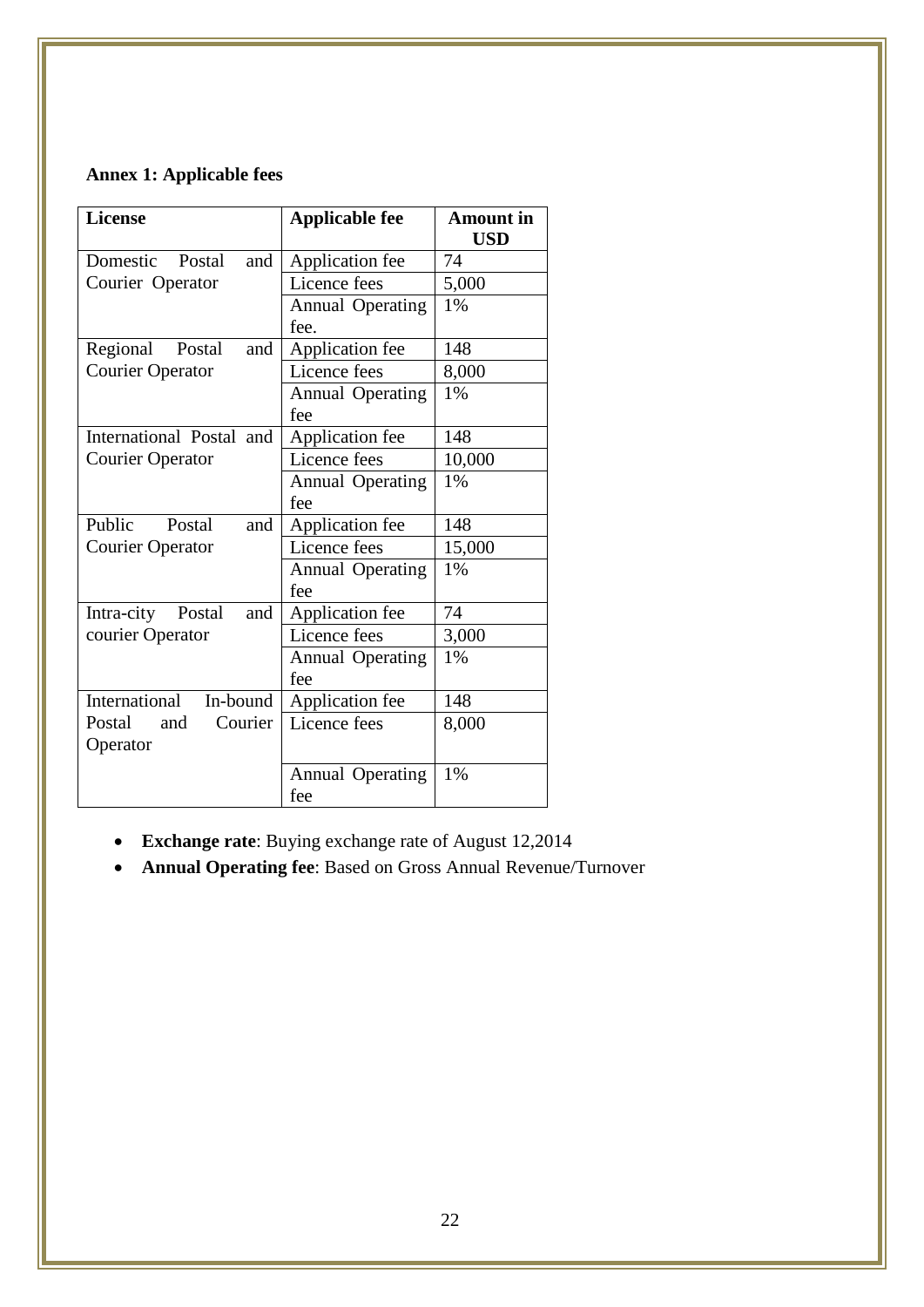**Annex 1: Applicable fees**

| License | Applicable fee | Amount in USD |
|---|---|---|
| Domestic Postal and Courier Operator | Application fee | 74 |
| | Licence fees | 5,000 |
| | Annual Operating fee. | 1% |
| Regional Postal and Courier Operator | Application fee | 148 |
| | Licence fees | 8,000 |
| | Annual Operating fee | 1% |
| International Postal and Courier Operator | Application fee | 148 |
| | Licence fees | 10,000 |
| | Annual Operating fee | 1% |
| Public Postal and Courier Operator | Application fee | 148 |
| | Licence fees | 15,000 |
| | Annual Operating fee | 1% |
| Intra-city Postal and courier Operator | Application fee | 74 |
| | Licence fees | 3,000 |
| | Annual Operating fee | 1% |
| International In-bound Postal and Courier Operator | Application fee | 148 |
| | Licence fees | 8,000 |
| | Annual Operating fee | 1% |

- **Exchange rate**: Buying exchange rate of August 12,2014
- **Annual Operating fee**: Based on Gross Annual Revenue/Turnover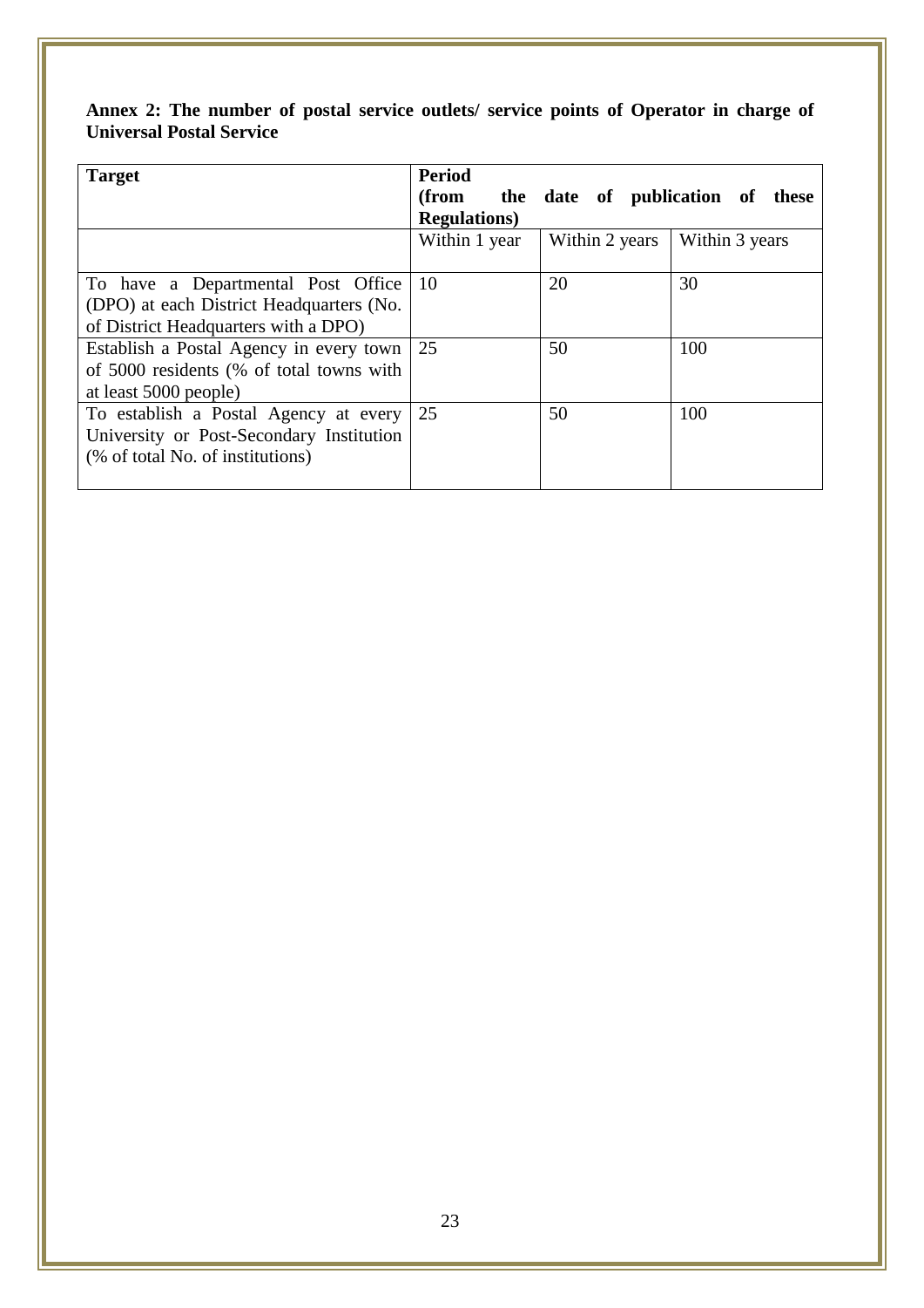**Annex 2: The number of postal service outlets/ service points of Operator in charge of Universal Postal Service**

| **Target** | **Period (from the date of publication of these Regulations)** | | |
|---|---|---|---|
| | Within 1 year | Within 2 years | Within 3 years |
| To have a Departmental Post Office (DPO) at each District Headquarters (No. of District Headquarters with a DPO) | 10 | 20 | 30 |
| Establish a Postal Agency in every town of 5000 residents (% of total towns with at least 5000 people) | 25 | 50 | 100 |
| To establish a Postal Agency at every University or Post-Secondary Institution (% of total No. of institutions) | 25 | 50 | 100 |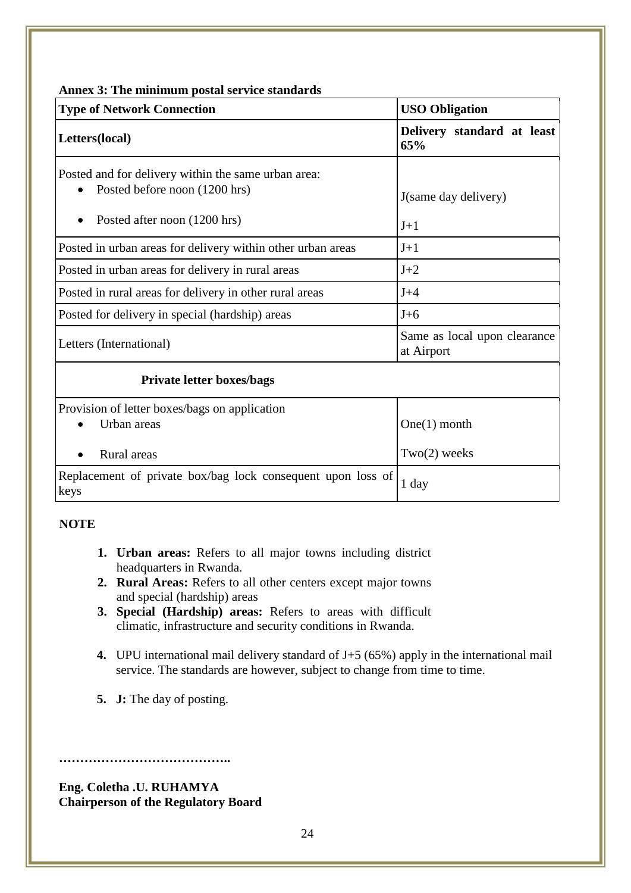**Annex 3: The minimum postal service standards**

| Type of Network Connection | USO Obligation |
|---|---|
| **Letters(local)** | **Delivery standard at least 65%** |
| Posted and for delivery within the same urban area:<br>• Posted before noon (1200 hrs)<br>• Posted after noon (1200 hrs) | <br>J(same day delivery)<br>J+1 |
| Posted in urban areas for delivery within other urban areas | J+1 |
| Posted in urban areas for delivery in rural areas | J+2 |
| Posted in rural areas for delivery in other rural areas | J+4 |
| Posted for delivery in special (hardship) areas | J+6 |
| Letters (International) | Same as local upon clearance at Airport |
| **Private letter boxes/bags** | |
| Provision of letter boxes/bags on application<br>• Urban areas<br>• Rural areas | <br>One(1) month<br>Two(2) weeks |
| Replacement of private box/bag lock consequent upon loss of keys | 1 day |

**NOTE**

1. **Urban areas:** Refers to all major towns including district headquarters in Rwanda.
2. **Rural Areas:** Refers to all other centers except major towns and special (hardship) areas
3. **Special (Hardship) areas:** Refers to areas with difficult climatic, infrastructure and security conditions in Rwanda.
4. UPU international mail delivery standard of J+5 (65%) apply in the international mail service. The standards are however, subject to change from time to time.
5. **J:** The day of posting.

**…………………………………..**

**Eng. Coletha .U. RUHAMYA**
**Chairperson of the Regulatory Board**